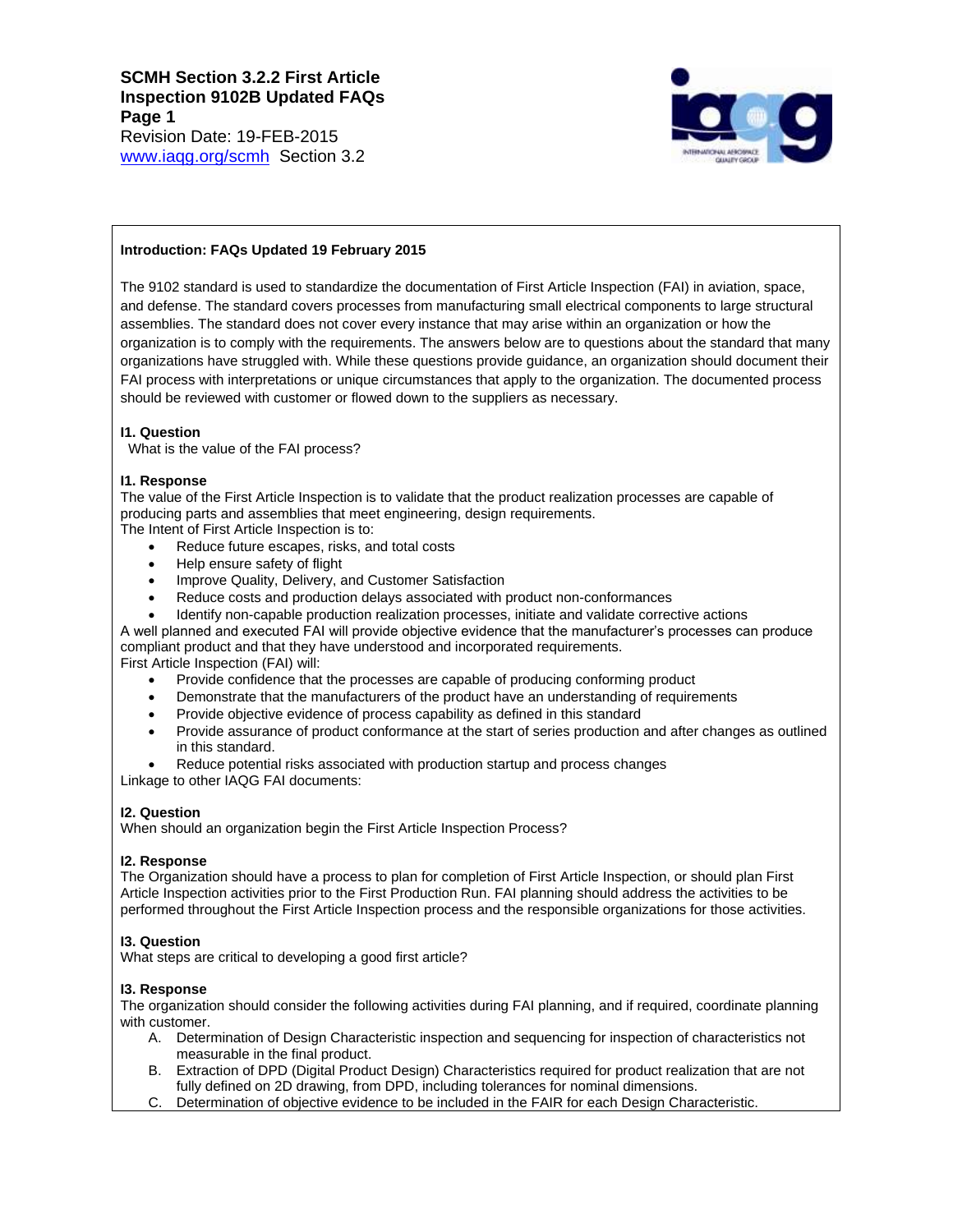# SCMH Section 3.2.2 First Article Inspection 9102B Updated FAQs

Revision Date: 19-FEB-2015

www.iaqg.org/scmh Section 3.2

**Introduction: FAQs Updated 19 February 2015**

The 9102 standard is used to standardize the documentation of First Article Inspection (FAI) in aviation, space, and defense. The standard covers processes from manufacturing small electrical components to large structural assemblies. The standard does not cover every instance that may arise within an organization or how the organization is to comply with the requirements. The answers below are to questions about the standard that many organizations have struggled with. While these questions provide guidance, an organization should document their FAI process with interpretations or unique circumstances that apply to the organization. The documented process should be reviewed with customer or flowed down to the suppliers as necessary.

**I1. Question**

What is the value of the FAI process?

**I1. Response**

The value of the First Article Inspection is to validate that the product realization processes are capable of producing parts and assemblies that meet engineering, design requirements.

The Intent of First Article Inspection is to:

- Reduce future escapes, risks, and total costs
- Help ensure safety of flight
- Improve Quality, Delivery, and Customer Satisfaction
- Reduce costs and production delays associated with product non-conformances
- Identify non-capable production realization processes, initiate and validate corrective actions

A well planned and executed FAI will provide objective evidence that the manufacturer's processes can produce compliant product and that they have understood and incorporated requirements.

First Article Inspection (FAI) will:

- Provide confidence that the processes are capable of producing conforming product
- Demonstrate that the manufacturers of the product have an understanding of requirements
- Provide objective evidence of process capability as defined in this standard
- Provide assurance of product conformance at the start of series production and after changes as outlined in this standard.
- Reduce potential risks associated with production startup and process changes

Linkage to other IAQG FAI documents:

**I2. Question**

When should an organization begin the First Article Inspection Process?

**I2. Response**

The Organization should have a process to plan for completion of First Article Inspection, or should plan First Article Inspection activities prior to the First Production Run. FAI planning should address the activities to be performed throughout the First Article Inspection process and the responsible organizations for those activities.

**I3. Question**

What steps are critical to developing a good first article?

**I3. Response**

The organization should consider the following activities during FAI planning, and if required, coordinate planning with customer.

A. Determination of Design Characteristic inspection and sequencing for inspection of characteristics not measurable in the final product.
B. Extraction of DPD (Digital Product Design) Characteristics required for product realization that are not fully defined on 2D drawing, from DPD, including tolerances for nominal dimensions.
C. Determination of objective evidence to be included in the FAIR for each Design Characteristic.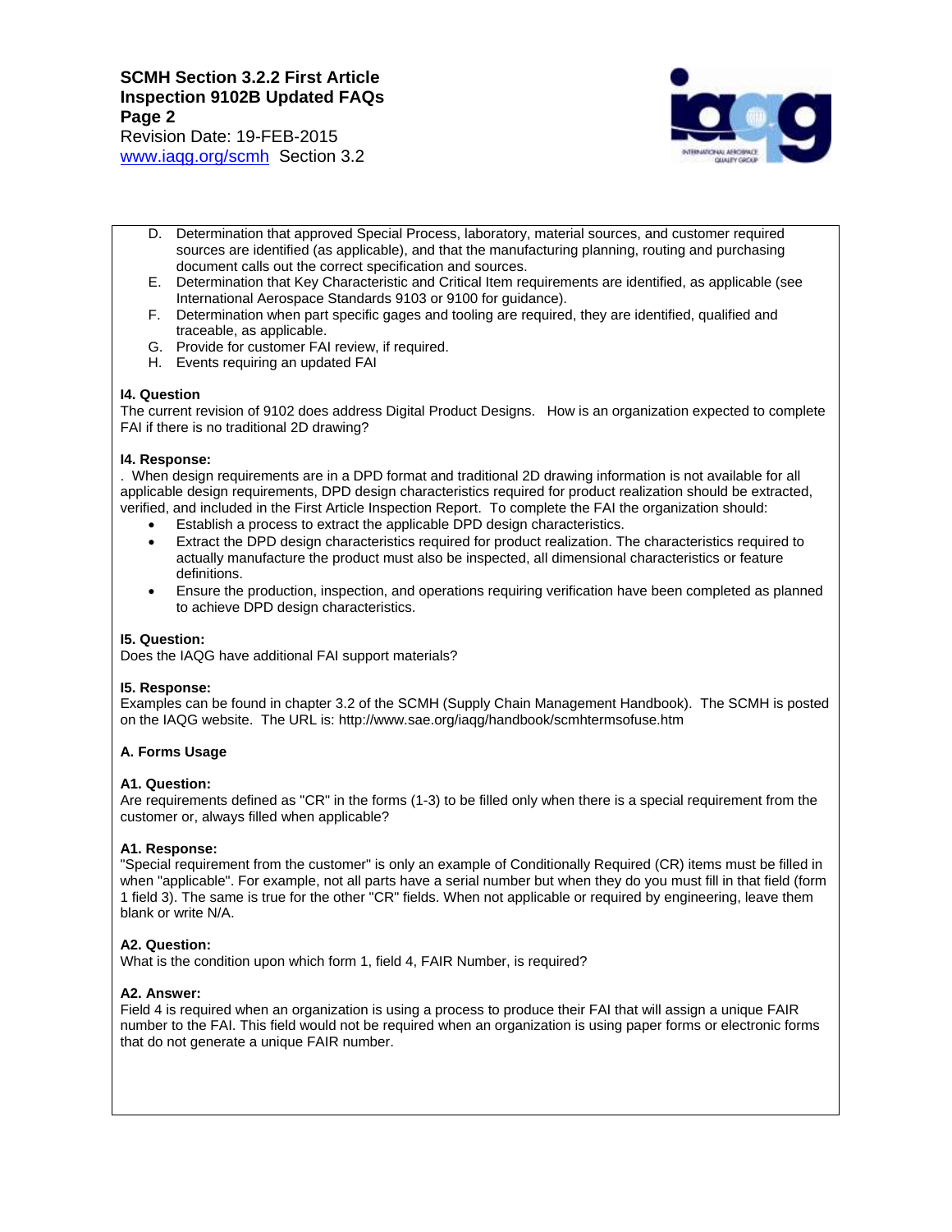D. Determination that approved Special Process, laboratory, material sources, and customer required sources are identified (as applicable), and that the manufacturing planning, routing and purchasing document calls out the correct specification and sources.
E. Determination that Key Characteristic and Critical Item requirements are identified, as applicable (see International Aerospace Standards 9103 or 9100 for guidance).
F. Determination when part specific gages and tooling are required, they are identified, qualified and traceable, as applicable.
G. Provide for customer FAI review, if required.
H. Events requiring an updated FAI

**I4. Question**

The current revision of 9102 does address Digital Product Designs. How is an organization expected to complete FAI if there is no traditional 2D drawing?

**I4. Response:**

. When design requirements are in a DPD format and traditional 2D drawing information is not available for all applicable design requirements, DPD design characteristics required for product realization should be extracted, verified, and included in the First Article Inspection Report. To complete the FAI the organization should:

- Establish a process to extract the applicable DPD design characteristics.
- Extract the DPD design characteristics required for product realization. The characteristics required to actually manufacture the product must also be inspected, all dimensional characteristics or feature definitions.
- Ensure the production, inspection, and operations requiring verification have been completed as planned to achieve DPD design characteristics.

**I5. Question:**

Does the IAQG have additional FAI support materials?

**I5. Response:**

Examples can be found in chapter 3.2 of the SCMH (Supply Chain Management Handbook). The SCMH is posted on the IAQG website. The URL is: http://www.sae.org/iaqg/handbook/scmhtermsofuse.htm

**A. Forms Usage**

**A1. Question:**

Are requirements defined as "CR" in the forms (1-3) to be filled only when there is a special requirement from the customer or, always filled when applicable?

**A1. Response:**

"Special requirement from the customer" is only an example of Conditionally Required (CR) items must be filled in when "applicable". For example, not all parts have a serial number but when they do you must fill in that field (form 1 field 3). The same is true for the other "CR" fields. When not applicable or required by engineering, leave them blank or write N/A.

**A2. Question:**

What is the condition upon which form 1, field 4, FAIR Number, is required?

**A2. Answer:**

Field 4 is required when an organization is using a process to produce their FAI that will assign a unique FAIR number to the FAI. This field would not be required when an organization is using paper forms or electronic forms that do not generate a unique FAIR number.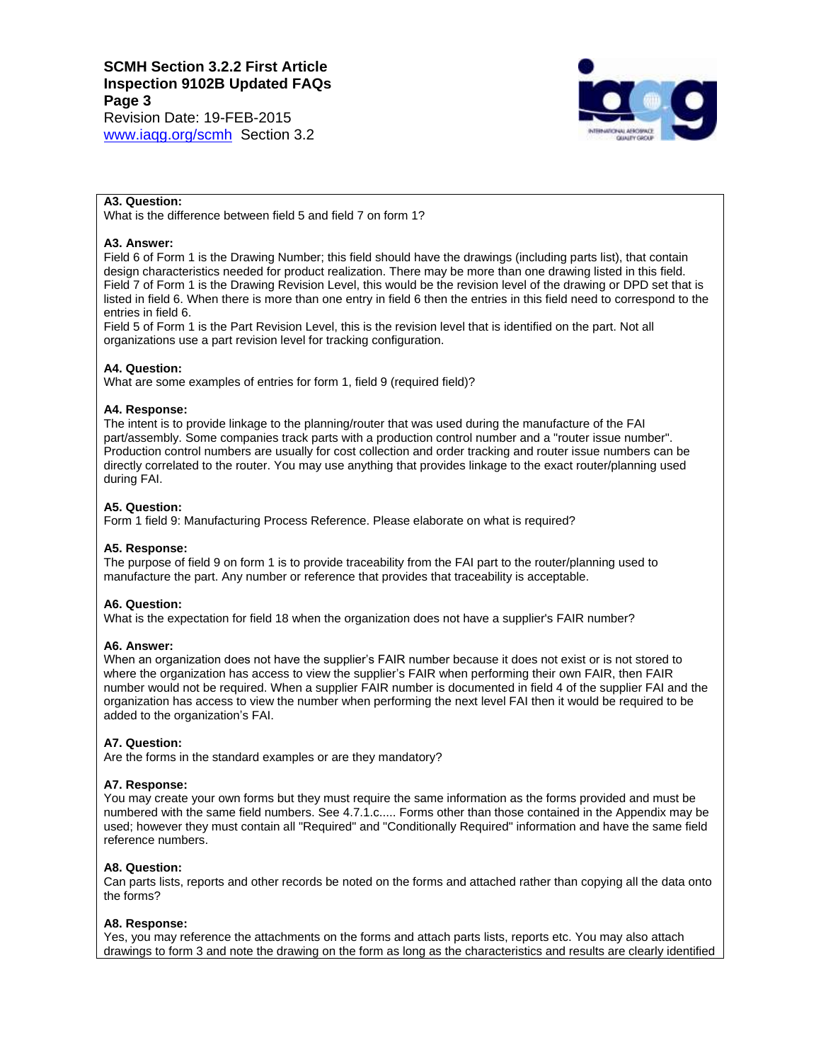**A3. Question:**
What is the difference between field 5 and field 7 on form 1?

**A3. Answer:**
Field 6 of Form 1 is the Drawing Number; this field should have the drawings (including parts list), that contain design characteristics needed for product realization. There may be more than one drawing listed in this field. Field 7 of Form 1 is the Drawing Revision Level, this would be the revision level of the drawing or DPD set that is listed in field 6. When there is more than one entry in field 6 then the entries in this field need to correspond to the entries in field 6.
Field 5 of Form 1 is the Part Revision Level, this is the revision level that is identified on the part. Not all organizations use a part revision level for tracking configuration.

**A4. Question:**
What are some examples of entries for form 1, field 9 (required field)?

**A4. Response:**
The intent is to provide linkage to the planning/router that was used during the manufacture of the FAI part/assembly. Some companies track parts with a production control number and a "router issue number". Production control numbers are usually for cost collection and order tracking and router issue numbers can be directly correlated to the router. You may use anything that provides linkage to the exact router/planning used during FAI.

**A5. Question:**
Form 1 field 9: Manufacturing Process Reference. Please elaborate on what is required?

**A5. Response:**
The purpose of field 9 on form 1 is to provide traceability from the FAI part to the router/planning used to manufacture the part. Any number or reference that provides that traceability is acceptable.

**A6. Question:**
What is the expectation for field 18 when the organization does not have a supplier's FAIR number?

**A6. Answer:**
When an organization does not have the supplier's FAIR number because it does not exist or is not stored to where the organization has access to view the supplier's FAIR when performing their own FAIR, then FAIR number would not be required. When a supplier FAIR number is documented in field 4 of the supplier FAI and the organization has access to view the number when performing the next level FAI then it would be required to be added to the organization's FAI.

**A7. Question:**
Are the forms in the standard examples or are they mandatory?

**A7. Response:**
You may create your own forms but they must require the same information as the forms provided and must be numbered with the same field numbers. See 4.7.1.c..... Forms other than those contained in the Appendix may be used; however they must contain all "Required" and "Conditionally Required" information and have the same field reference numbers.

**A8. Question:**
Can parts lists, reports and other records be noted on the forms and attached rather than copying all the data onto the forms?

**A8. Response:**
Yes, you may reference the attachments on the forms and attach parts lists, reports etc. You may also attach drawings to form 3 and note the drawing on the form as long as the characteristics and results are clearly identified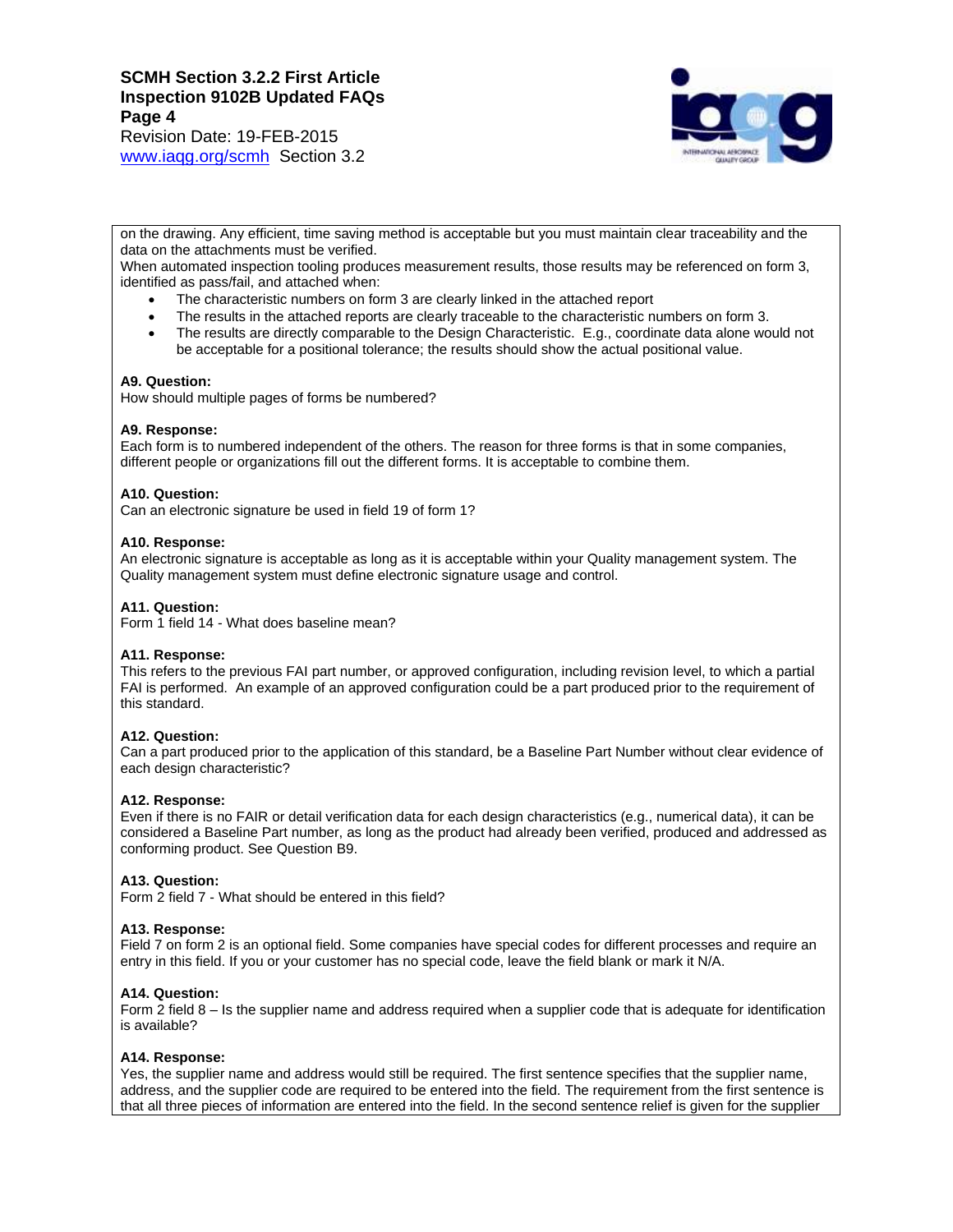on the drawing. Any efficient, time saving method is acceptable but you must maintain clear traceability and the data on the attachments must be verified.
When automated inspection tooling produces measurement results, those results may be referenced on form 3, identified as pass/fail, and attached when:

- The characteristic numbers on form 3 are clearly linked in the attached report
- The results in the attached reports are clearly traceable to the characteristic numbers on form 3.
- The results are directly comparable to the Design Characteristic. E.g., coordinate data alone would not be acceptable for a positional tolerance; the results should show the actual positional value.

**A9. Question:**
How should multiple pages of forms be numbered?

**A9. Response:**
Each form is to numbered independent of the others. The reason for three forms is that in some companies, different people or organizations fill out the different forms. It is acceptable to combine them.

**A10. Question:**
Can an electronic signature be used in field 19 of form 1?

**A10. Response:**
An electronic signature is acceptable as long as it is acceptable within your Quality management system. The Quality management system must define electronic signature usage and control.

**A11. Question:**
Form 1 field 14 - What does baseline mean?

**A11. Response:**
This refers to the previous FAI part number, or approved configuration, including revision level, to which a partial FAI is performed. An example of an approved configuration could be a part produced prior to the requirement of this standard.

**A12. Question:**
Can a part produced prior to the application of this standard, be a Baseline Part Number without clear evidence of each design characteristic?

**A12. Response:**
Even if there is no FAIR or detail verification data for each design characteristics (e.g., numerical data), it can be considered a Baseline Part number, as long as the product had already been verified, produced and addressed as conforming product. See Question B9.

**A13. Question:**
Form 2 field 7 - What should be entered in this field?

**A13. Response:**
Field 7 on form 2 is an optional field. Some companies have special codes for different processes and require an entry in this field. If you or your customer has no special code, leave the field blank or mark it N/A.

**A14. Question:**
Form 2 field 8 – Is the supplier name and address required when a supplier code that is adequate for identification is available?

**A14. Response:**
Yes, the supplier name and address would still be required. The first sentence specifies that the supplier name, address, and the supplier code are required to be entered into the field. The requirement from the first sentence is that all three pieces of information are entered into the field. In the second sentence relief is given for the supplier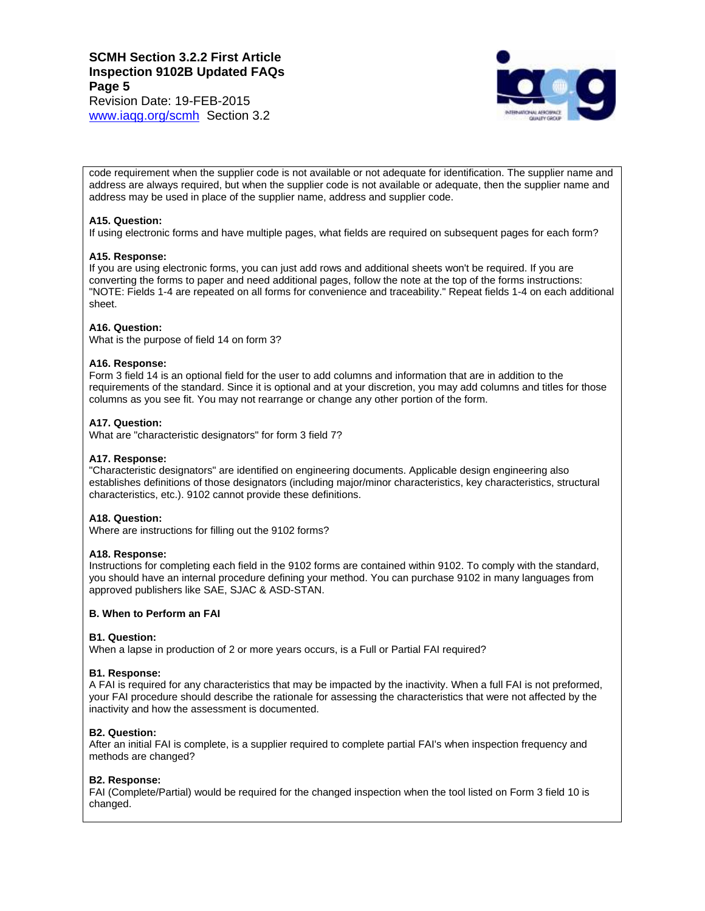code requirement when the supplier code is not available or not adequate for identification. The supplier name and address are always required, but when the supplier code is not available or adequate, then the supplier name and address may be used in place of the supplier name, address and supplier code.

**A15. Question:**
If using electronic forms and have multiple pages, what fields are required on subsequent pages for each form?

**A15. Response:**
If you are using electronic forms, you can just add rows and additional sheets won't be required. If you are converting the forms to paper and need additional pages, follow the note at the top of the forms instructions: "NOTE: Fields 1-4 are repeated on all forms for convenience and traceability." Repeat fields 1-4 on each additional sheet.

**A16. Question:**
What is the purpose of field 14 on form 3?

**A16. Response:**
Form 3 field 14 is an optional field for the user to add columns and information that are in addition to the requirements of the standard. Since it is optional and at your discretion, you may add columns and titles for those columns as you see fit. You may not rearrange or change any other portion of the form.

**A17. Question:**
What are "characteristic designators" for form 3 field 7?

**A17. Response:**
"Characteristic designators" are identified on engineering documents. Applicable design engineering also establishes definitions of those designators (including major/minor characteristics, key characteristics, structural characteristics, etc.). 9102 cannot provide these definitions.

**A18. Question:**
Where are instructions for filling out the 9102 forms?

**A18. Response:**
Instructions for completing each field in the 9102 forms are contained within 9102. To comply with the standard, you should have an internal procedure defining your method. You can purchase 9102 in many languages from approved publishers like SAE, SJAC & ASD-STAN.

**B. When to Perform an FAI**

**B1. Question:**
When a lapse in production of 2 or more years occurs, is a Full or Partial FAI required?

**B1. Response:**
A FAI is required for any characteristics that may be impacted by the inactivity. When a full FAI is not preformed, your FAI procedure should describe the rationale for assessing the characteristics that were not affected by the inactivity and how the assessment is documented.

**B2. Question:**
After an initial FAI is complete, is a supplier required to complete partial FAI's when inspection frequency and methods are changed?

**B2. Response:**
FAI (Complete/Partial) would be required for the changed inspection when the tool listed on Form 3 field 10 is changed.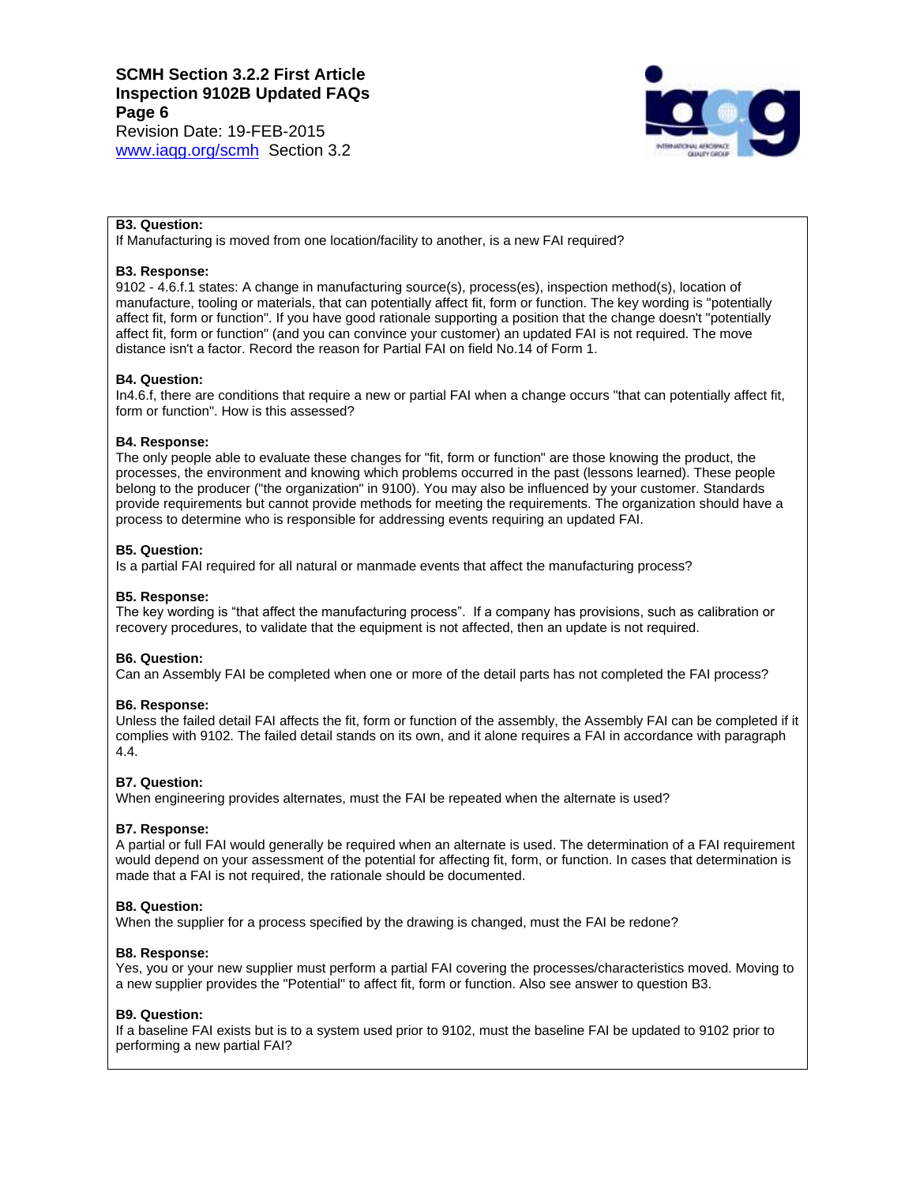**B3. Question:**
If Manufacturing is moved from one location/facility to another, is a new FAI required?

**B3. Response:**
9102 - 4.6.f.1 states: A change in manufacturing source(s), process(es), inspection method(s), location of manufacture, tooling or materials, that can potentially affect fit, form or function. The key wording is "potentially affect fit, form or function". If you have good rationale supporting a position that the change doesn't "potentially affect fit, form or function" (and you can convince your customer) an updated FAI is not required. The move distance isn't a factor. Record the reason for Partial FAI on field No.14 of Form 1.

**B4. Question:**
In4.6.f, there are conditions that require a new or partial FAI when a change occurs "that can potentially affect fit, form or function". How is this assessed?

**B4. Response:**
The only people able to evaluate these changes for "fit, form or function" are those knowing the product, the processes, the environment and knowing which problems occurred in the past (lessons learned). These people belong to the producer ("the organization" in 9100). You may also be influenced by your customer. Standards provide requirements but cannot provide methods for meeting the requirements. The organization should have a process to determine who is responsible for addressing events requiring an updated FAI.

**B5. Question:**
Is a partial FAI required for all natural or manmade events that affect the manufacturing process?

**B5. Response:**
The key wording is "that affect the manufacturing process". If a company has provisions, such as calibration or recovery procedures, to validate that the equipment is not affected, then an update is not required.

**B6. Question:**
Can an Assembly FAI be completed when one or more of the detail parts has not completed the FAI process?

**B6. Response:**
Unless the failed detail FAI affects the fit, form or function of the assembly, the Assembly FAI can be completed if it complies with 9102. The failed detail stands on its own, and it alone requires a FAI in accordance with paragraph 4.4.

**B7. Question:**
When engineering provides alternates, must the FAI be repeated when the alternate is used?

**B7. Response:**
A partial or full FAI would generally be required when an alternate is used. The determination of a FAI requirement would depend on your assessment of the potential for affecting fit, form, or function. In cases that determination is made that a FAI is not required, the rationale should be documented.

**B8. Question:**
When the supplier for a process specified by the drawing is changed, must the FAI be redone?

**B8. Response:**
Yes, you or your new supplier must perform a partial FAI covering the processes/characteristics moved. Moving to a new supplier provides the "Potential" to affect fit, form or function. Also see answer to question B3.

**B9. Question:**
If a baseline FAI exists but is to a system used prior to 9102, must the baseline FAI be updated to 9102 prior to performing a new partial FAI?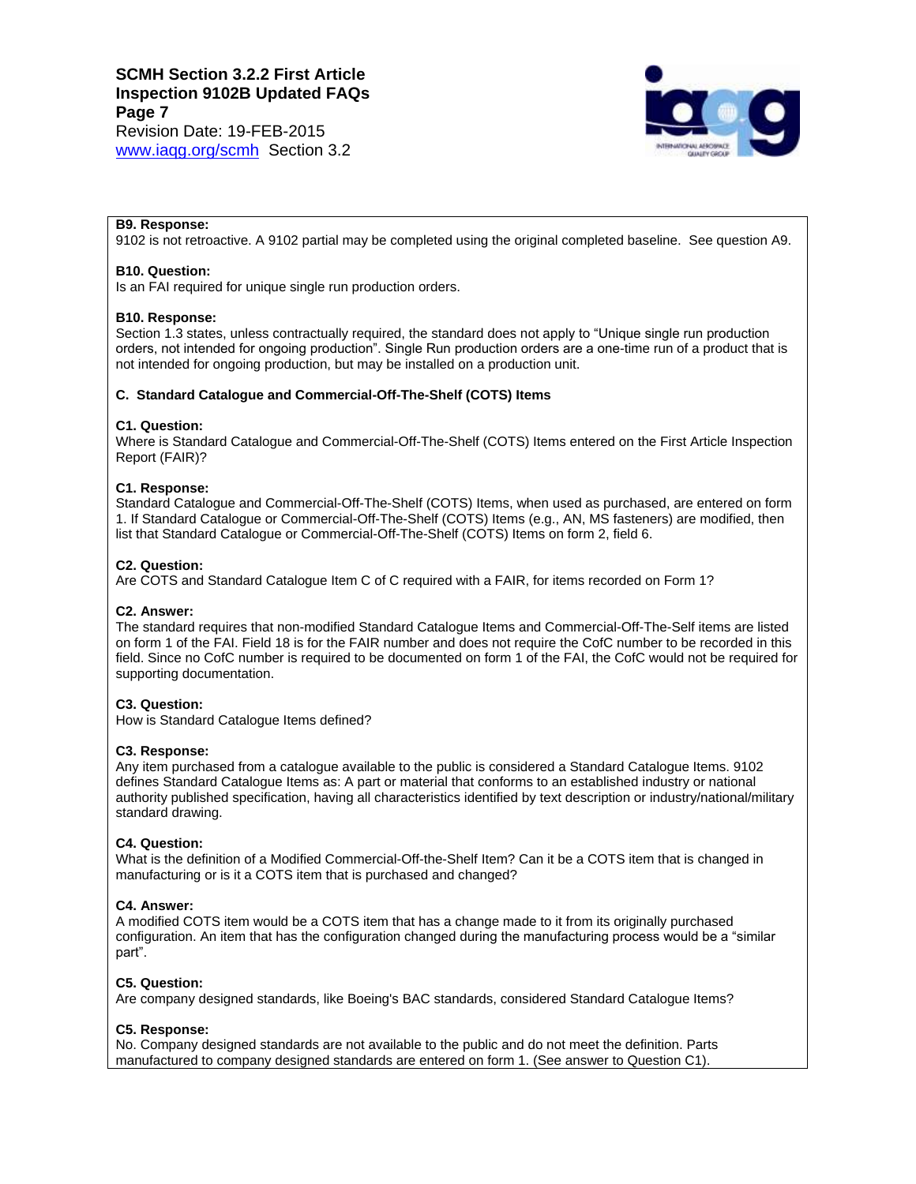**B9. Response:**
9102 is not retroactive. A 9102 partial may be completed using the original completed baseline. See question A9.

**B10. Question:**
Is an FAI required for unique single run production orders.

**B10. Response:**
Section 1.3 states, unless contractually required, the standard does not apply to “Unique single run production orders, not intended for ongoing production”. Single Run production orders are a one-time run of a product that is not intended for ongoing production, but may be installed on a production unit.

## C. Standard Catalogue and Commercial-Off-The-Shelf (COTS) Items

**C1. Question:**
Where is Standard Catalogue and Commercial-Off-The-Shelf (COTS) Items entered on the First Article Inspection Report (FAIR)?

**C1. Response:**
Standard Catalogue and Commercial-Off-The-Shelf (COTS) Items, when used as purchased, are entered on form 1. If Standard Catalogue or Commercial-Off-The-Shelf (COTS) Items (e.g., AN, MS fasteners) are modified, then list that Standard Catalogue or Commercial-Off-The-Shelf (COTS) Items on form 2, field 6.

**C2. Question:**
Are COTS and Standard Catalogue Item C of C required with a FAIR, for items recorded on Form 1?

**C2. Answer:**
The standard requires that non-modified Standard Catalogue Items and Commercial-Off-The-Self items are listed on form 1 of the FAI. Field 18 is for the FAIR number and does not require the CofC number to be recorded in this field. Since no CofC number is required to be documented on form 1 of the FAI, the CofC would not be required for supporting documentation.

**C3. Question:**
How is Standard Catalogue Items defined?

**C3. Response:**
Any item purchased from a catalogue available to the public is considered a Standard Catalogue Items. 9102 defines Standard Catalogue Items as: A part or material that conforms to an established industry or national authority published specification, having all characteristics identified by text description or industry/national/military standard drawing.

**C4. Question:**
What is the definition of a Modified Commercial-Off-the-Shelf Item? Can it be a COTS item that is changed in manufacturing or is it a COTS item that is purchased and changed?

**C4. Answer:**
A modified COTS item would be a COTS item that has a change made to it from its originally purchased configuration. An item that has the configuration changed during the manufacturing process would be a “similar part”.

**C5. Question:**
Are company designed standards, like Boeing's BAC standards, considered Standard Catalogue Items?

**C5. Response:**
No. Company designed standards are not available to the public and do not meet the definition. Parts manufactured to company designed standards are entered on form 1. (See answer to Question C1).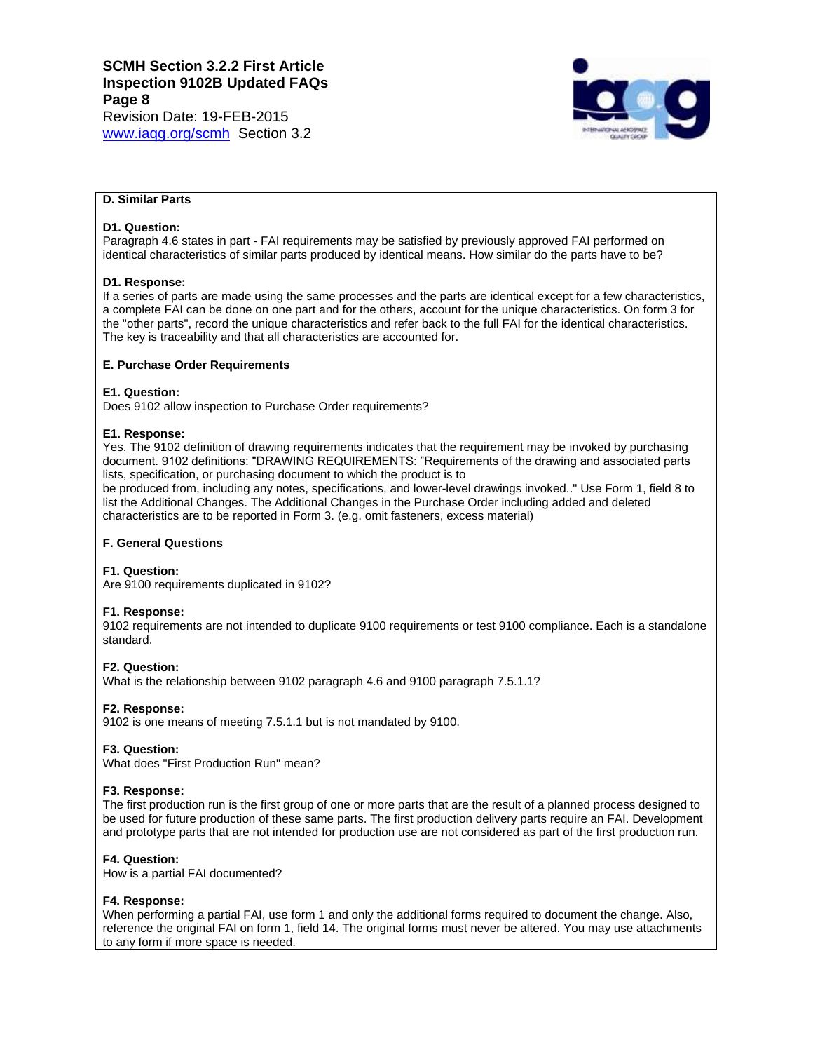## D. Similar Parts

**D1. Question:**
Paragraph 4.6 states in part - FAI requirements may be satisfied by previously approved FAI performed on identical characteristics of similar parts produced by identical means. How similar do the parts have to be?

**D1. Response:**
If a series of parts are made using the same processes and the parts are identical except for a few characteristics, a complete FAI can be done on one part and for the others, account for the unique characteristics. On form 3 for the "other parts", record the unique characteristics and refer back to the full FAI for the identical characteristics. The key is traceability and that all characteristics are accounted for.

## E. Purchase Order Requirements

**E1. Question:**
Does 9102 allow inspection to Purchase Order requirements?

**E1. Response:**
Yes. The 9102 definition of drawing requirements indicates that the requirement may be invoked by purchasing document. 9102 definitions: "DRAWING REQUIREMENTS: "Requirements of the drawing and associated parts lists, specification, or purchasing document to which the product is to
be produced from, including any notes, specifications, and lower-level drawings invoked.." Use Form 1, field 8 to list the Additional Changes. The Additional Changes in the Purchase Order including added and deleted characteristics are to be reported in Form 3. (e.g. omit fasteners, excess material)

## F. General Questions

**F1. Question:**
Are 9100 requirements duplicated in 9102?

**F1. Response:**
9102 requirements are not intended to duplicate 9100 requirements or test 9100 compliance. Each is a standalone standard.

**F2. Question:**
What is the relationship between 9102 paragraph 4.6 and 9100 paragraph 7.5.1.1?

**F2. Response:**
9102 is one means of meeting 7.5.1.1 but is not mandated by 9100.

**F3. Question:**
What does "First Production Run" mean?

**F3. Response:**
The first production run is the first group of one or more parts that are the result of a planned process designed to be used for future production of these same parts. The first production delivery parts require an FAI. Development and prototype parts that are not intended for production use are not considered as part of the first production run.

**F4. Question:**
How is a partial FAI documented?

**F4. Response:**
When performing a partial FAI, use form 1 and only the additional forms required to document the change. Also, reference the original FAI on form 1, field 14. The original forms must never be altered. You may use attachments to any form if more space is needed.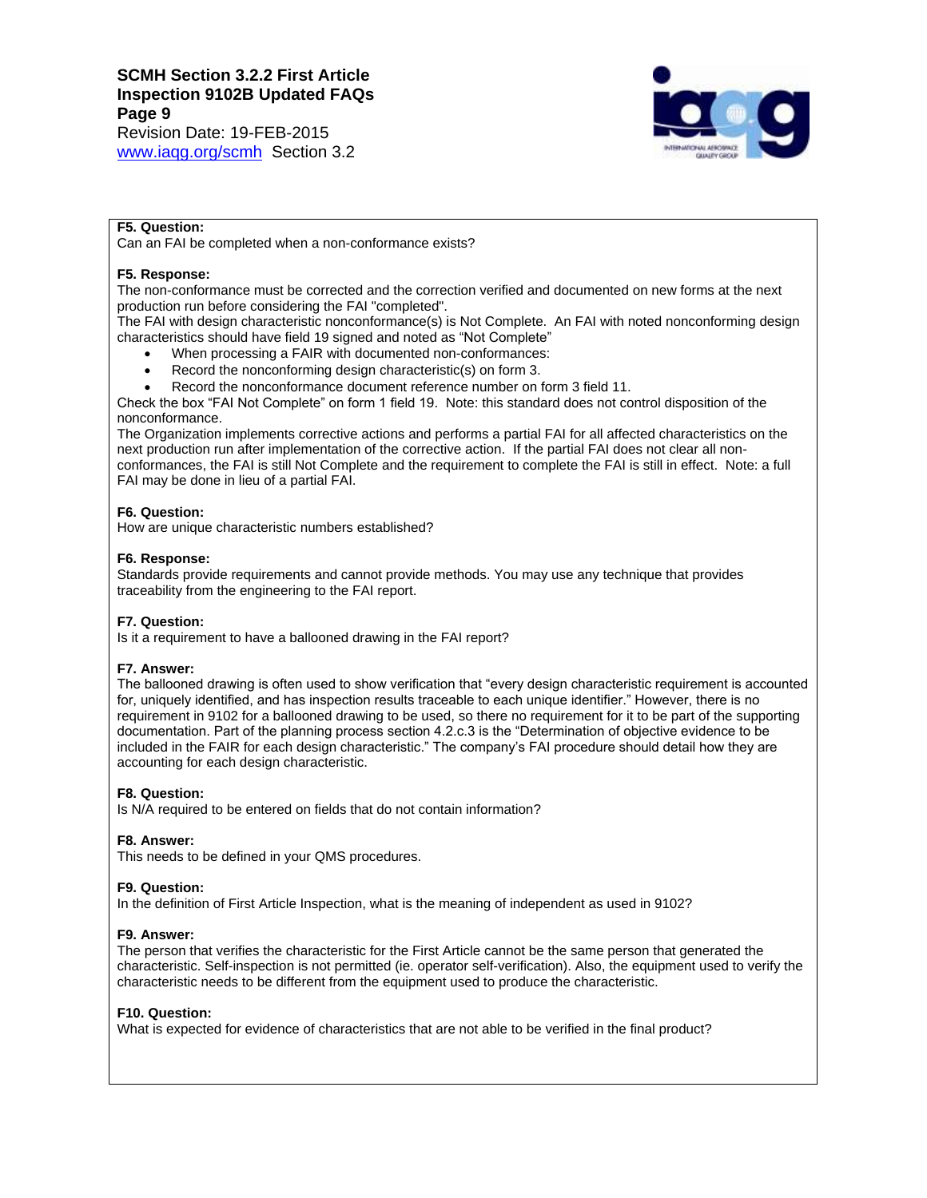**F5. Question:**
Can an FAI be completed when a non-conformance exists?

**F5. Response:**
The non-conformance must be corrected and the correction verified and documented on new forms at the next production run before considering the FAI "completed".
The FAI with design characteristic nonconformance(s) is Not Complete. An FAI with noted nonconforming design characteristics should have field 19 signed and noted as "Not Complete"

- When processing a FAIR with documented non-conformances:
- Record the nonconforming design characteristic(s) on form 3.
- Record the nonconformance document reference number on form 3 field 11.

Check the box "FAI Not Complete" on form 1 field 19. Note: this standard does not control disposition of the nonconformance.
The Organization implements corrective actions and performs a partial FAI for all affected characteristics on the next production run after implementation of the corrective action. If the partial FAI does not clear all non-conformances, the FAI is still Not Complete and the requirement to complete the FAI is still in effect. Note: a full FAI may be done in lieu of a partial FAI.

**F6. Question:**
How are unique characteristic numbers established?

**F6. Response:**
Standards provide requirements and cannot provide methods. You may use any technique that provides traceability from the engineering to the FAI report.

**F7. Question:**
Is it a requirement to have a ballooned drawing in the FAI report?

**F7. Answer:**
The ballooned drawing is often used to show verification that "every design characteristic requirement is accounted for, uniquely identified, and has inspection results traceable to each unique identifier." However, there is no requirement in 9102 for a ballooned drawing to be used, so there no requirement for it to be part of the supporting documentation. Part of the planning process section 4.2.c.3 is the "Determination of objective evidence to be included in the FAIR for each design characteristic." The company's FAI procedure should detail how they are accounting for each design characteristic.

**F8. Question:**
Is N/A required to be entered on fields that do not contain information?

**F8. Answer:**
This needs to be defined in your QMS procedures.

**F9. Question:**
In the definition of First Article Inspection, what is the meaning of independent as used in 9102?

**F9. Answer:**
The person that verifies the characteristic for the First Article cannot be the same person that generated the characteristic. Self-inspection is not permitted (ie. operator self-verification). Also, the equipment used to verify the characteristic needs to be different from the equipment used to produce the characteristic.

**F10. Question:**
What is expected for evidence of characteristics that are not able to be verified in the final product?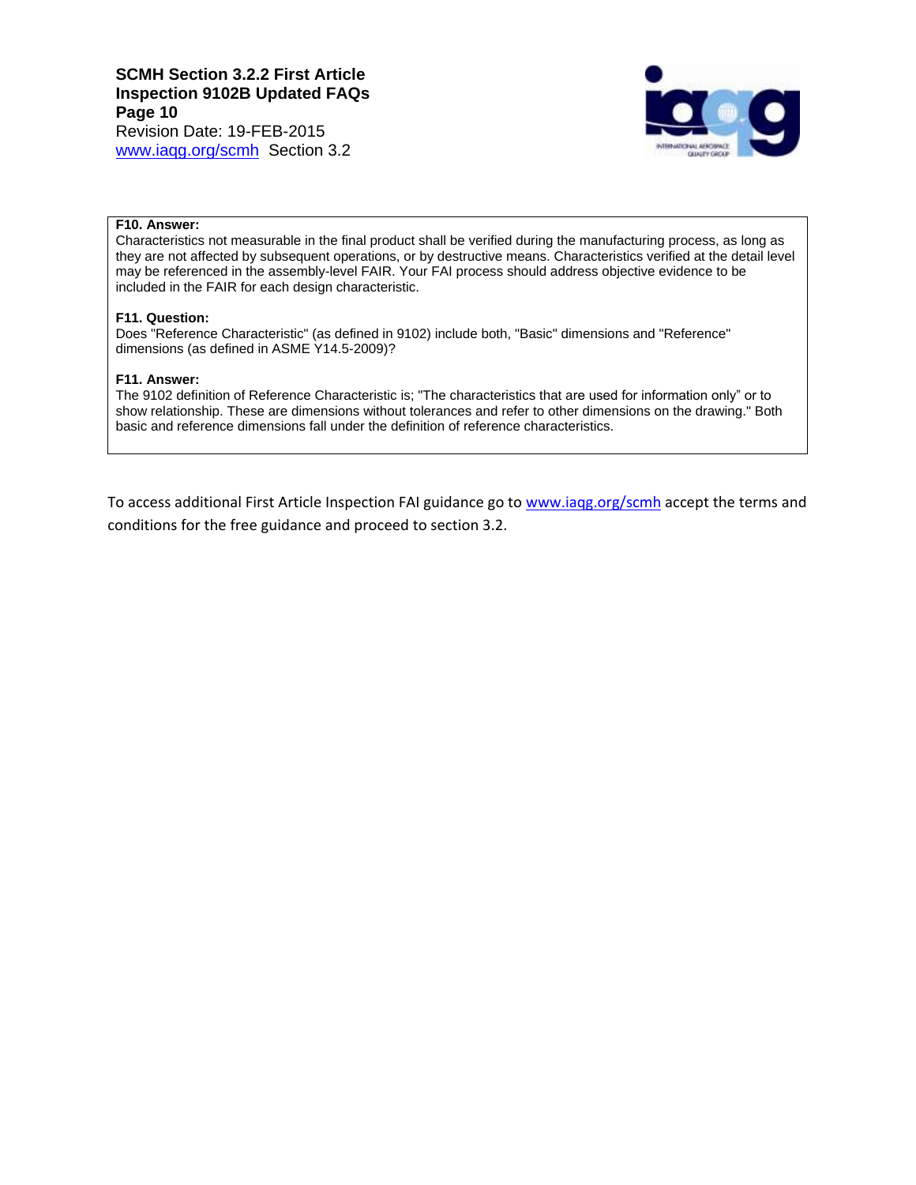**F10. Answer:**
Characteristics not measurable in the final product shall be verified during the manufacturing process, as long as they are not affected by subsequent operations, or by destructive means. Characteristics verified at the detail level may be referenced in the assembly-level FAIR. Your FAI process should address objective evidence to be included in the FAIR for each design characteristic.

**F11. Question:**
Does "Reference Characteristic" (as defined in 9102) include both, "Basic" dimensions and "Reference" dimensions (as defined in ASME Y14.5-2009)?

**F11. Answer:**
The 9102 definition of Reference Characteristic is; "The characteristics that are used for information only" or to show relationship. These are dimensions without tolerances and refer to other dimensions on the drawing." Both basic and reference dimensions fall under the definition of reference characteristics.

To access additional First Article Inspection FAI guidance go to www.iaqg.org/scmh accept the terms and conditions for the free guidance and proceed to section 3.2.